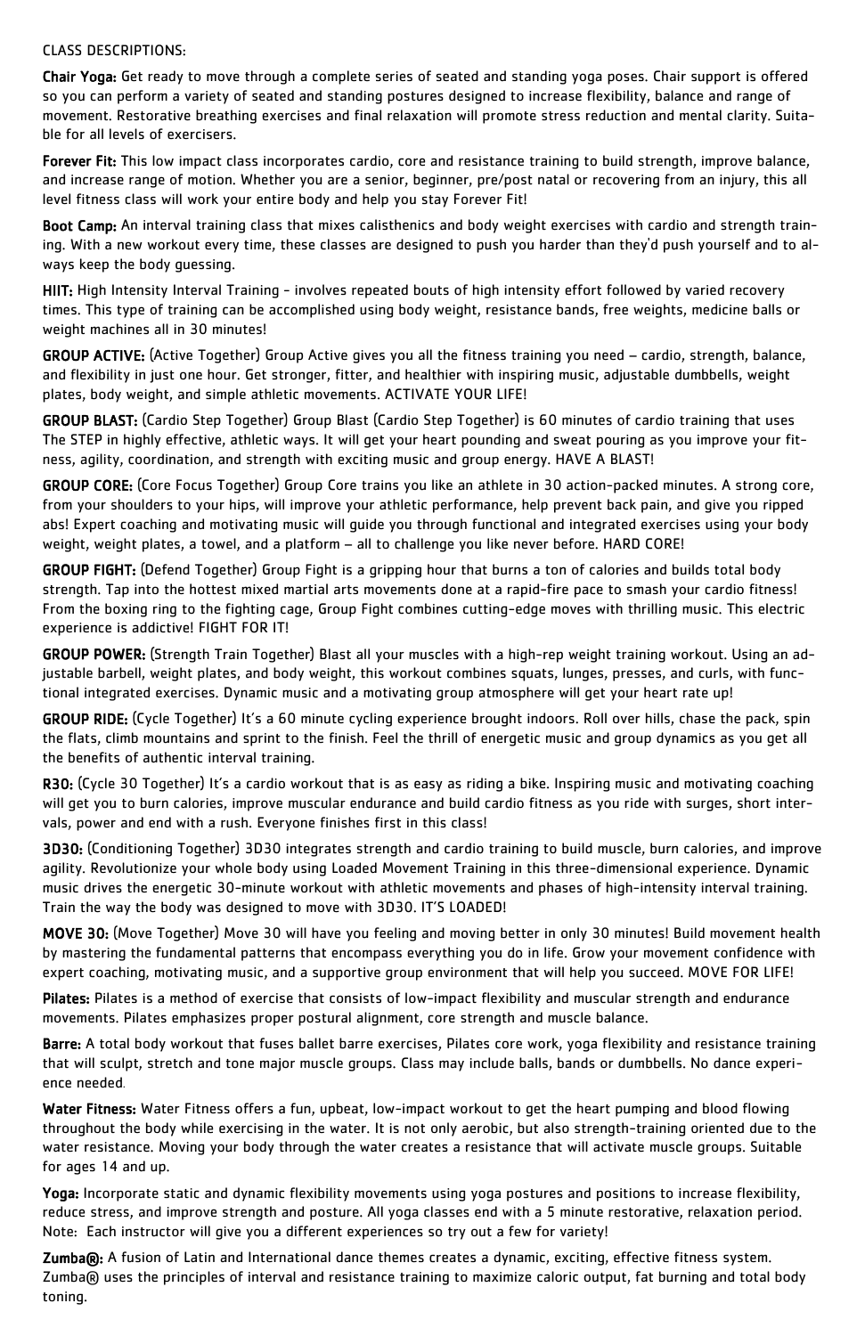CLASS DESCRIPTIONS:

**Chair Yoga:** Get ready to move through a complete series of seated and standing yoga poses. Chair support is offered so you can perform a variety of seated and standing postures designed to increase flexibility, balance and range of movement. Restorative breathing exercises and final relaxation will promote stress reduction and mental clarity. Suitable for all levels of exercisers.

**Forever Fit:** This low impact class incorporates cardio, core and resistance training to build strength, improve balance, and increase range of motion. Whether you are a senior, beginner, pre/post natal or recovering from an injury, this all level fitness class will work your entire body and help you stay Forever Fit!

**Boot Camp:** An interval training class that mixes calisthenics and body weight exercises with cardio and strength training. With a new workout every time, these classes are designed to push you harder than they'd push yourself and to always keep the body guessing.

**HIIT:** High Intensity Interval Training - involves repeated bouts of high intensity effort followed by varied recovery times. This type of training can be accomplished using body weight, resistance bands, free weights, medicine balls or weight machines all in 30 minutes!

**GROUP ACTIVE:** (Active Together) Group Active gives you all the fitness training you need – cardio, strength, balance, and flexibility in just one hour. Get stronger, fitter, and healthier with inspiring music, adjustable dumbbells, weight plates, body weight, and simple athletic movements. ACTIVATE YOUR LIFE!

**GROUP BLAST:** (Cardio Step Together) Group Blast (Cardio Step Together) is 60 minutes of cardio training that uses The STEP in highly effective, athletic ways. It will get your heart pounding and sweat pouring as you improve your fitness, agility, coordination, and strength with exciting music and group energy. HAVE A BLAST!

**GROUP CORE:** (Core Focus Together) Group Core trains you like an athlete in 30 action-packed minutes. A strong core, from your shoulders to your hips, will improve your athletic performance, help prevent back pain, and give you ripped abs! Expert coaching and motivating music will guide you through functional and integrated exercises using your body weight, weight plates, a towel, and a platform – all to challenge you like never before. HARD CORE!

**GROUP FIGHT:** (Defend Together) Group Fight is a gripping hour that burns a ton of calories and builds total body strength. Tap into the hottest mixed martial arts movements done at a rapid-fire pace to smash your cardio fitness! From the boxing ring to the fighting cage, Group Fight combines cutting-edge moves with thrilling music. This electric experience is addictive! FIGHT FOR IT!

**GROUP POWER:** (Strength Train Together) Blast all your muscles with a high-rep weight training workout. Using an adjustable barbell, weight plates, and body weight, this workout combines squats, lunges, presses, and curls, with functional integrated exercises. Dynamic music and a motivating group atmosphere will get your heart rate up!

**GROUP RIDE:** (Cycle Together) It's a 60 minute cycling experience brought indoors. Roll over hills, chase the pack, spin the flats, climb mountains and sprint to the finish. Feel the thrill of energetic music and group dynamics as you get all the benefits of authentic interval training.

**R30:** (Cycle 30 Together) It's a cardio workout that is as easy as riding a bike. Inspiring music and motivating coaching will get you to burn calories, improve muscular endurance and build cardio fitness as you ride with surges, short intervals, power and end with a rush. Everyone finishes first in this class!

**3D30:** (Conditioning Together) 3D30 integrates strength and cardio training to build muscle, burn calories, and improve agility. Revolutionize your whole body using Loaded Movement Training in this three-dimensional experience. Dynamic music drives the energetic 30-minute workout with athletic movements and phases of high-intensity interval training. Train the way the body was designed to move with 3D30. IT'S LOADED!

**MOVE 30:** (Move Together) Move 30 will have you feeling and moving better in only 30 minutes! Build movement health by mastering the fundamental patterns that encompass everything you do in life. Grow your movement confidence with expert coaching, motivating music, and a supportive group environment that will help you succeed. MOVE FOR LIFE!

**Pilates:** Pilates is a method of exercise that consists of low-impact flexibility and muscular strength and endurance movements. Pilates emphasizes proper postural alignment, core strength and muscle balance.

**Barre:** A total body workout that fuses ballet barre exercises, Pilates core work, yoga flexibility and resistance training that will sculpt, stretch and tone major muscle groups. Class may include balls, bands or dumbbells. No dance experience needed.

**Water Fitness:** Water Fitness offers a fun, upbeat, low-impact workout to get the heart pumping and blood flowing throughout the body while exercising in the water. It is not only aerobic, but also strength-training oriented due to the water resistance. Moving your body through the water creates a resistance that will activate muscle groups. Suitable for ages 14 and up.

**Yoga:** Incorporate static and dynamic flexibility movements using yoga postures and positions to increase flexibility, reduce stress, and improve strength and posture. All yoga classes end with a 5 minute restorative, relaxation period. Note: Each instructor will give you a different experiences so try out a few for variety!

**Zumba®:** A fusion of Latin and International dance themes creates a dynamic, exciting, effective fitness system. Zumba® uses the principles of interval and resistance training to maximize caloric output, fat burning and total body toning.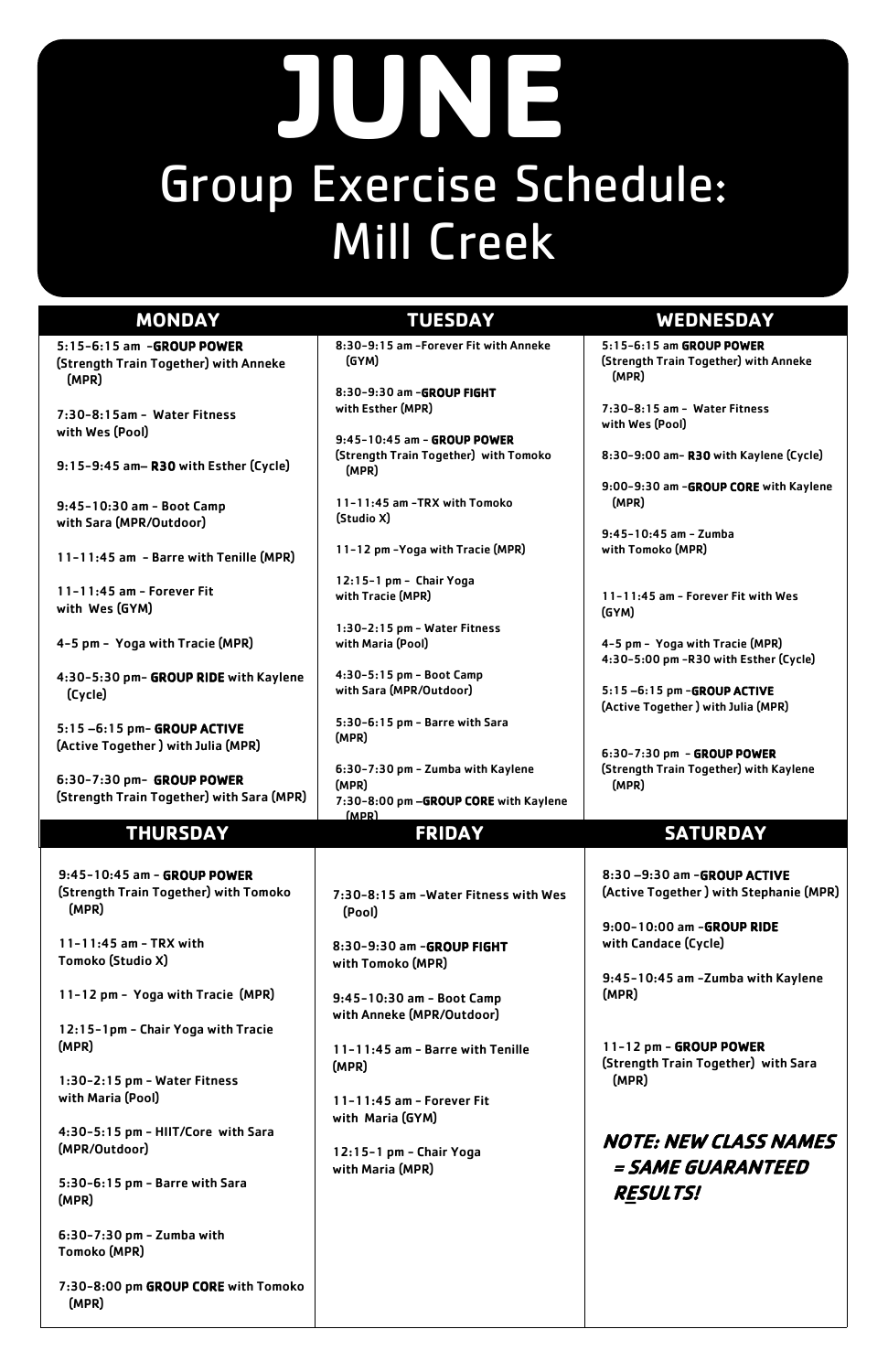# JUNE

## Group Exercise Schedule: Mill Creek

### MONDAY

5:15-6:15 am -**GROUP POWER** (Strength Train Together) with Anneke (MPR)

7:30-8:15am - Water Fitness with Wes (Pool)

9:15-9:45 am– **R30** with Esther (Cycle)

9:45-10:30 am - Boot Camp with Sara (MPR/Outdoor)

11-11:45 am - Barre with Tenille (MPR)

11-11:45 am - Forever Fit with Wes (GYM)

4-5 pm - Yoga with Tracie (MPR)

4:30-5:30 pm– **GROUP RIDE** with Kaylene (Cycle)

5:15 –6:15 pm– **GROUP ACTIVE** (Active Together ) with Julia (MPR)

6:30-7:30 pm– **GROUP POWER** (Strength Train Together) with Sara (MPR)

### TUESDAY

8:30-9:15 am -Forever Fit with Anneke (GYM)

8:30-9:30 am -**GROUP FIGHT** with Esther (MPR)

9:45-10:45 am - **GROUP POWER** (Strength Train Together) with Tomoko (MPR)

11-11:45 am -TRX with Tomoko (Studio X)

11-12 pm -Yoga with Tracie (MPR)

12:15-1 pm - Chair Yoga with Tracie (MPR)

1:30-2:15 pm - Water Fitness with Maria (Pool)

4:30-5:15 pm - Boot Camp with Sara (MPR/Outdoor)

5:30-6:15 pm - Barre with Sara (MPR)

6:30-7:30 pm - Zumba with Kaylene (MPR)

7:30-8:00 pm –**GROUP CORE** with Kaylene (MPR)

### WEDNESDAY

5:15-6:15 am **GROUP POWER** (Strength Train Together) with Anneke (MPR)

7:30-8:15 am - Water Fitness with Wes (Pool)

8:30-9:00 am- **R30** with Kaylene (Cycle)

9:00-9:30 am -**GROUP CORE** with Kaylene (MPR)

9:45-10:45 am - Zumba with Tomoko (MPR)

11-11:45 am - Forever Fit with Wes (GYM)

4-5 pm - Yoga with Tracie (MPR)

4:30-5:00 pm -R30 with Esther (Cycle)

5:15 –6:15 pm -**GROUP ACTIVE** (Active Together ) with Julia (MPR)

6:30-7:30 pm - **GROUP POWER** (Strength Train Together) with Kaylene (MPR)

### THURSDAY

9:45-10:45 am - **GROUP POWER** (Strength Train Together) with Tomoko (MPR)

11-11:45 am - TRX with Tomoko (Studio X)

11-12 pm - Yoga with Tracie (MPR)

12:15-1pm - Chair Yoga with Tracie (MPR)

1:30-2:15 pm - Water Fitness with Maria (Pool)

4:30-5:15 pm - HIIT/Core with Sara (MPR/Outdoor)

5:30-6:15 pm - Barre with Sara (MPR)

6:30-7:30 pm - Zumba with Tomoko (MPR)

7:30-8:00 pm **GROUP CORE** with Tomoko (MPR)

### FRIDAY

7:30-8:15 am -Water Fitness with Wes (Pool)

8:30-9:30 am -**GROUP FIGHT** with Tomoko (MPR)

9:45-10:30 am - Boot Camp with Anneke (MPR/Outdoor)

11-11:45 am - Barre with Tenille (MPR)

11-11:45 am - Forever Fit with Maria (GYM)

12:15-1 pm - Chair Yoga with Maria (MPR)

### SATURDAY

8:30 –9:30 am -**GROUP ACTIVE** (Active Together ) with Stephanie (MPR)

9:00-10:00 am -**GROUP RIDE** with Candace (Cycle)

9:45-10:45 am -Zumba with Kaylene (MPR)

11-12 pm - **GROUP POWER** (Strength Train Together) with Sara (MPR)

***NOTE: NEW CLASS NAMES = SAME GUARANTEED RESULTS!***